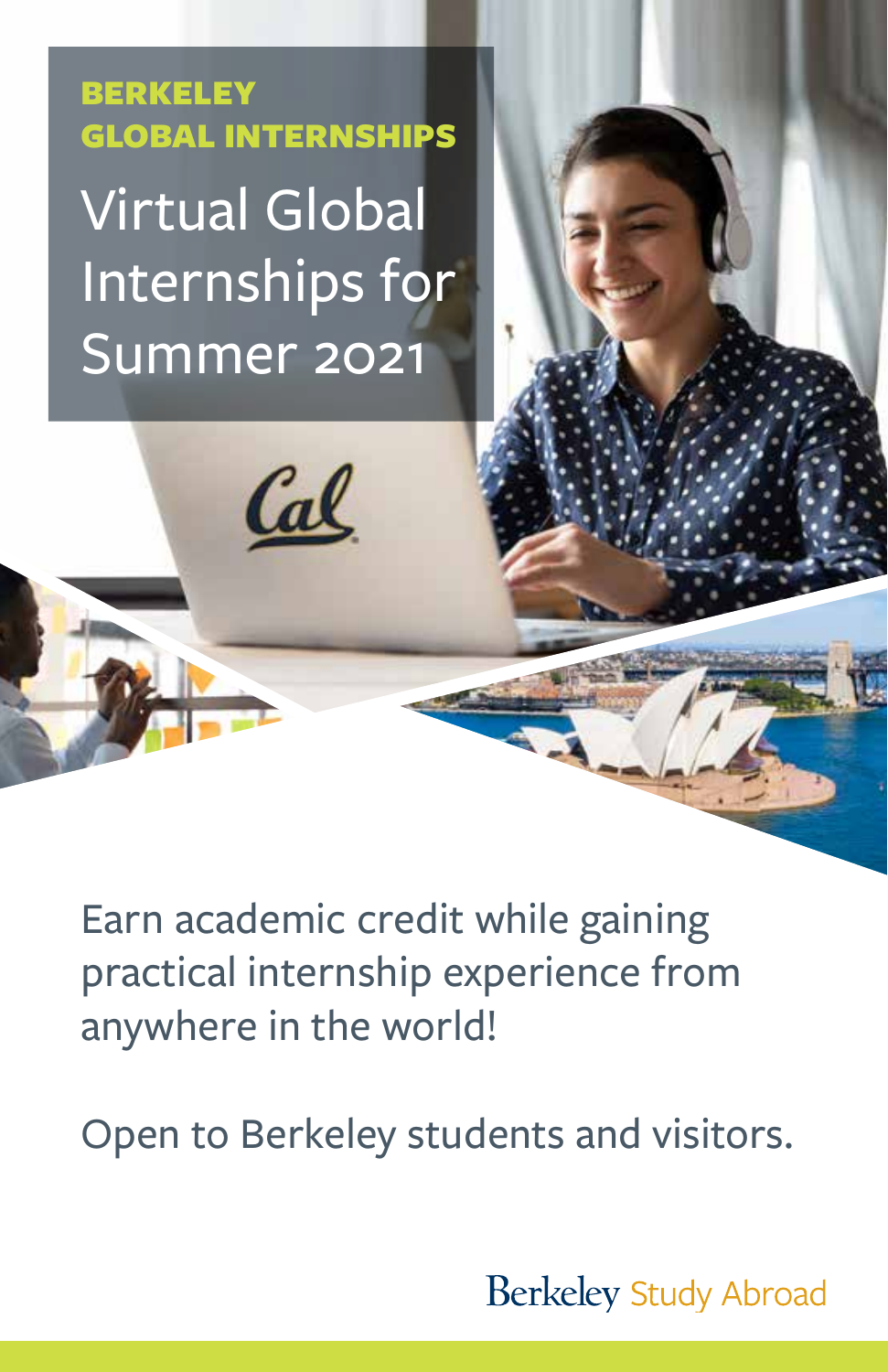**BERKELEY GLOBAL INTERNSHIPS**

# Virtual Global Internships for Summer 2021

Earn academic credit while gaining practical internship experience from anywhere in the world!

Open to Berkeley students and visitors.

Berkeley Study Abroad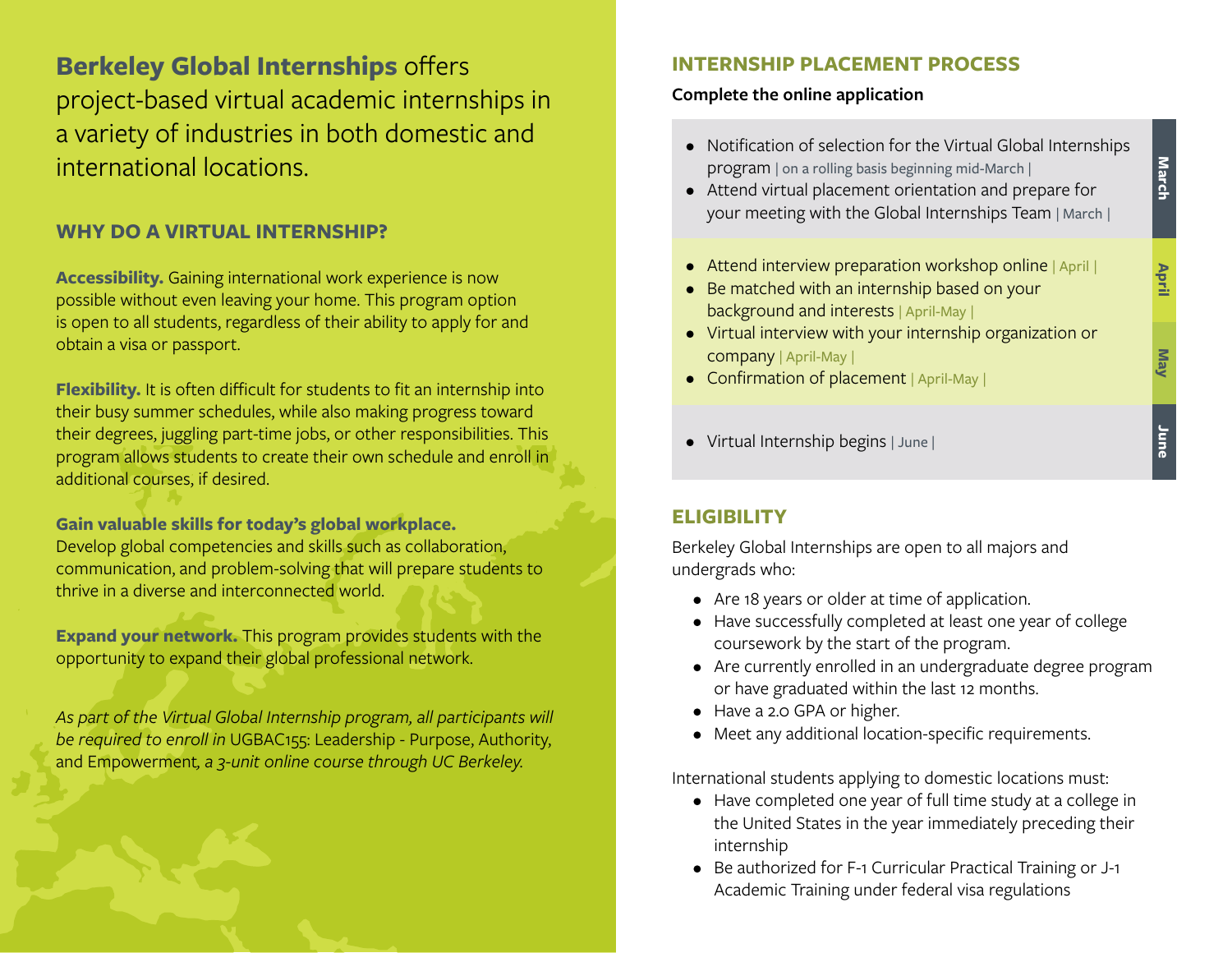**Berkeley Global Internships** offers project-based virtual academic internships in a variety of industries in both domestic and international locations.

## WHY DO A VIRTUAL INTERNSHIP?

**Accessibility.** Gaining international work experience is now possible without even leaving your home. This program option is open to all students, regardless of their ability to apply for and obtain a visa or passport.

**Flexibility.** It is often difficult for students to fit an internship into their busy summer schedules, while also making progress toward their degrees, juggling part-time jobs, or other responsibilities. This program allows students to create their own schedule and enroll in additional courses, if desired.

**Gain valuable skills for today's global workplace.** Develop global competencies and skills such as collaboration, communication, and problem-solving that will prepare students to thrive in a diverse and interconnected world.

**Expand your network.** This program provides students with the opportunity to expand their global professional network.

*As part of the Virtual Global Internship program, all participants will be required to enroll in* UGBAC155: Leadership - Purpose, Authority, and Empowerment*, a 3-unit online course through UC Berkeley.*

## INTERNSHIP PLACEMENT PROCESS

**Complete the online application**

**March**

- Notification of selection for the Virtual Global Internships program | on a rolling basis beginning mid-March |
- Attend virtual placement orientation and prepare for your meeting with the Global Internships Team | March |

**April / May**

- Attend interview preparation workshop online | April |
- Be matched with an internship based on your background and interests | April-May |
- Virtual interview with your internship organization or company | April-May |
- Confirmation of placement | April-May |

**June**

- Virtual Internship begins | June |

## ELIGIBILITY

Berkeley Global Internships are open to all majors and undergrads who:

- Are 18 years or older at time of application.
- Have successfully completed at least one year of college coursework by the start of the program.
- Are currently enrolled in an undergraduate degree program or have graduated within the last 12 months.
- Have a 2.0 GPA or higher.
- Meet any additional location-specific requirements.

International students applying to domestic locations must:

- Have completed one year of full time study at a college in the United States in the year immediately preceding their internship
- Be authorized for F-1 Curricular Practical Training or J-1 Academic Training under federal visa regulations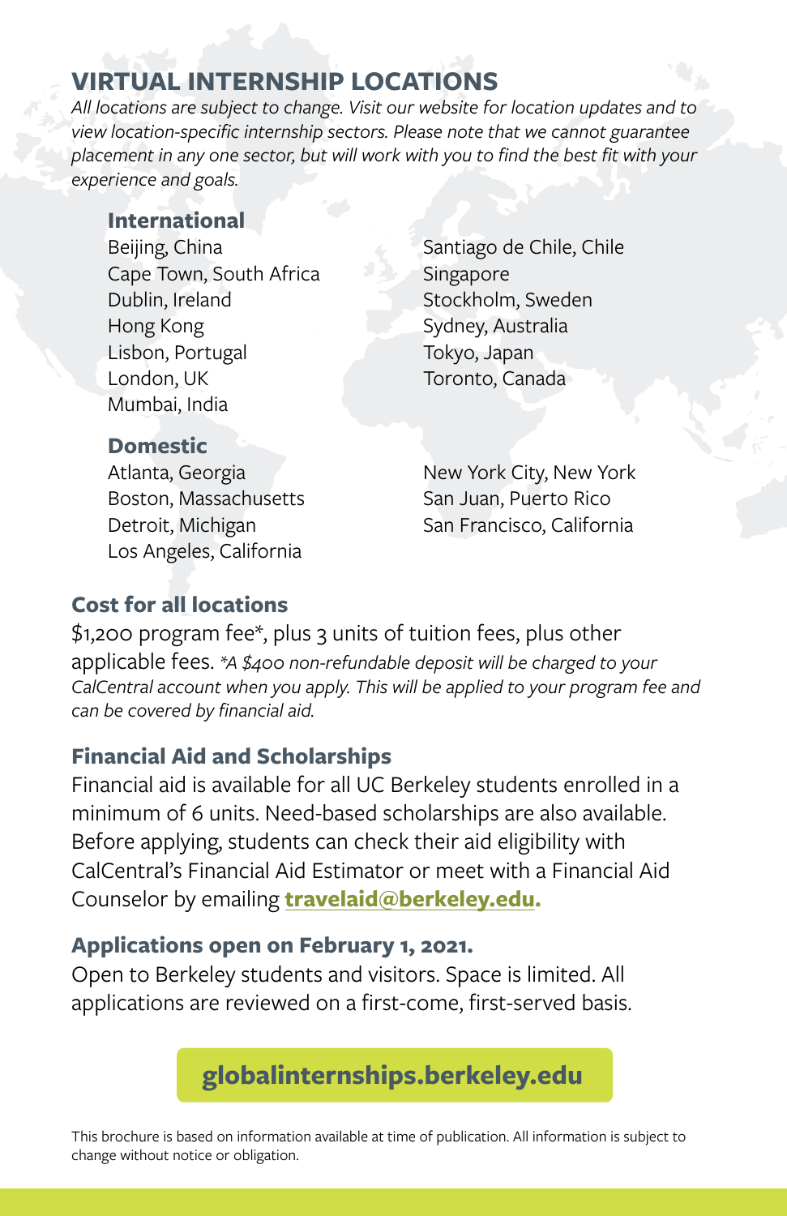## VIRTUAL INTERNSHIP LOCATIONS

*All locations are subject to change. Visit our website for location updates and to view location-specific internship sectors. Please note that we cannot guarantee placement in any one sector, but will work with you to find the best fit with your experience and goals.*

### International

Beijing, China
Cape Town, South Africa
Dublin, Ireland
Hong Kong
Lisbon, Portugal
London, UK
Mumbai, India
Santiago de Chile, Chile
Singapore
Stockholm, Sweden
Sydney, Australia
Tokyo, Japan
Toronto, Canada

### Domestic

Atlanta, Georgia
Boston, Massachusetts
Detroit, Michigan
Los Angeles, California
New York City, New York
San Juan, Puerto Rico
San Francisco, California

### Cost for all locations

$1,200 program fee*, plus 3 units of tuition fees, plus other applicable fees. **A $400 non-refundable deposit will be charged to your CalCentral account when you apply. This will be applied to your program fee and can be covered by financial aid.*

### Financial Aid and Scholarships

Financial aid is available for all UC Berkeley students enrolled in a minimum of 6 units. Need-based scholarships are also available. Before applying, students can check their aid eligibility with CalCentral's Financial Aid Estimator or meet with a Financial Aid Counselor by emailing **travelaid@berkeley.edu.**

### Applications open on February 1, 2021.

Open to Berkeley students and visitors. Space is limited. All applications are reviewed on a first-come, first-served basis.

**globalinternships.berkeley.edu**

This brochure is based on information available at time of publication. All information is subject to change without notice or obligation.